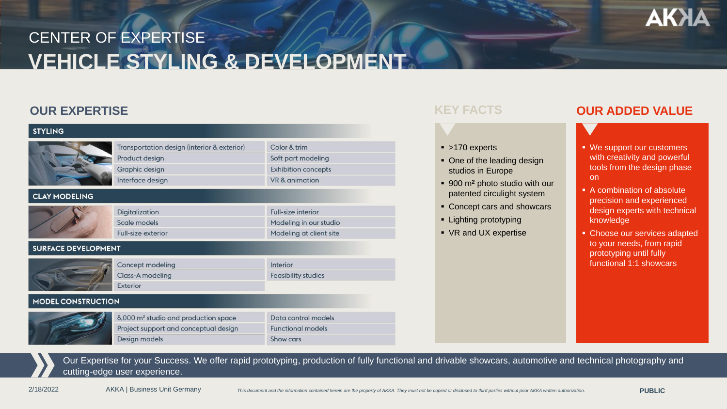# CENTER OF EXPERTISE
# VEHICLE STYLING & DEVELOPMENT

## OUR EXPERTISE

### STYLING

| | |
|---|---|
| Transportation design (interior & exterior) | Color & trim |
| Product design | Soft part modeling |
| Graphic design | Exhibition concepts |
| Interface design | VR & animation |

### CLAY MODELING

| | |
|---|---|
| Digitalization | Full-size interior |
| Scale models | Modeling in our studio |
| Full-size exterior | Modeling at client site |

### SURFACE DEVELOPMENT

| | |
|---|---|
| Concept modeling | Interior |
| Class-A modeling | Feasibility studies |
| Exterior | |

### MODEL CONSTRUCTION

| | |
|---|---|
| 8,000 m² studio and production space | Data control models |
| Project support and conceptual design | Functional models |
| Design models | Show cars |

## KEY FACTS

- >170 experts
- One of the leading design studios in Europe
- 900 m² photo studio with our patented circulight system
- Concept cars and showcars
- Lighting prototyping
- VR and UX expertise

## OUR ADDED VALUE

- We support our customers with creativity and powerful tools from the design phase on
- A combination of absolute precision and experienced design experts with technical knowledge
- Choose our services adapted to your needs, from rapid prototyping until fully functional 1:1 showcars

Our Expertise for your Success. We offer rapid prototyping, production of fully functional and drivable showcars, automotive and technical photography and cutting-edge user experience.

2/18/2022 AKKA | Business Unit Germany

*This document and the information contained herein are the property of AKKA. They must not be copied or disclosed to third parties without prior AKKA written authorization.*

**PUBLIC**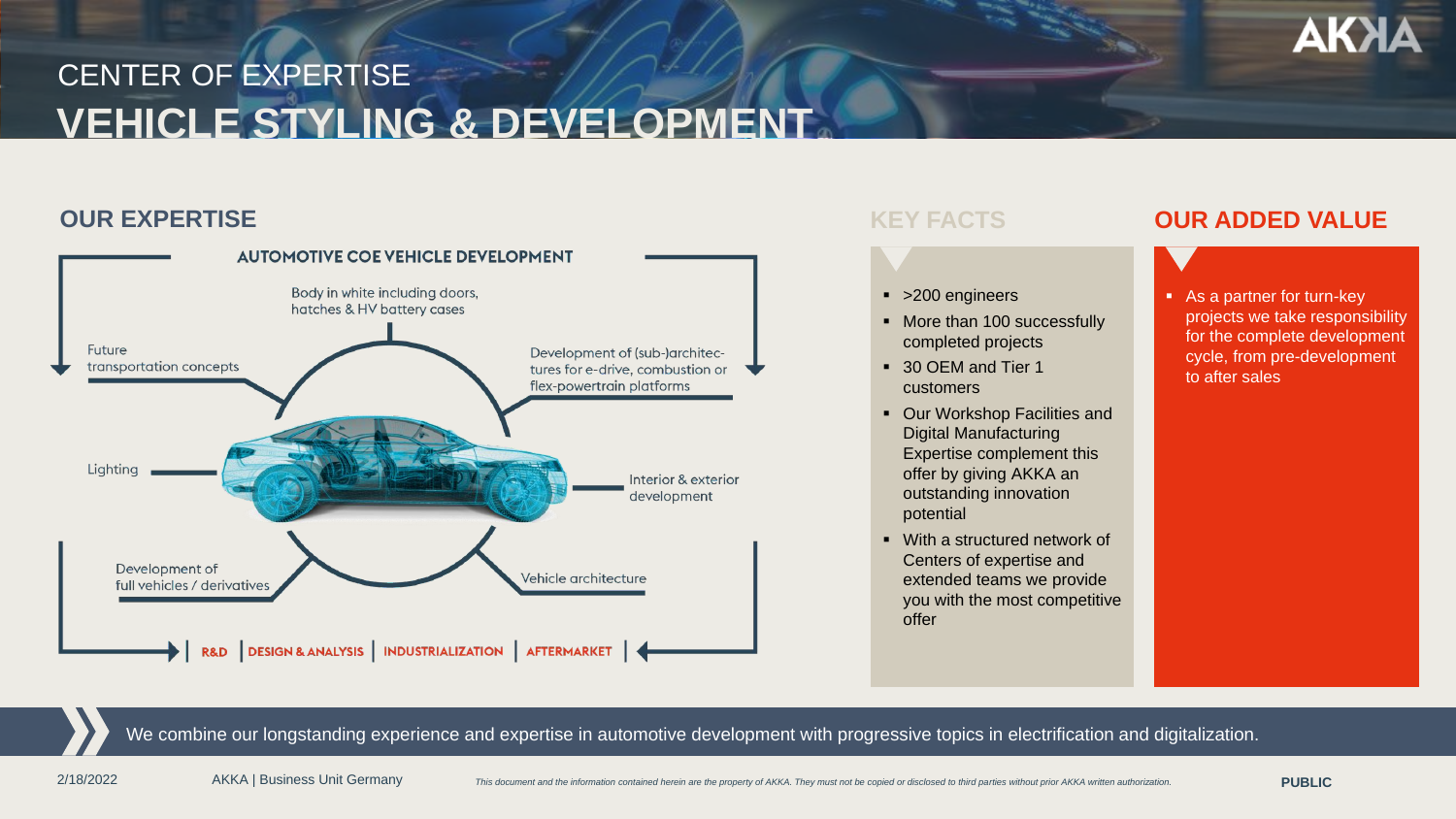# CENTER OF EXPERTISE
# VEHICLE STYLING & DEVELOPMENT

## OUR EXPERTISE

**AUTOMOTIVE COE VEHICLE DEVELOPMENT**

- Body in white including doors, hatches & HV battery cases
- Development of (sub-)architectures for e-drive, combustion or flex-powertrain platforms
- Interior & exterior development
- Vehicle architecture
- Development of full vehicles / derivatives
- Lighting
- Future transportation concepts

R&D | DESIGN & ANALYSIS | INDUSTRIALIZATION | AFTERMARKET

## KEY FACTS

- >200 engineers
- More than 100 successfully completed projects
- 30 OEM and Tier 1 customers
- Our Workshop Facilities and Digital Manufacturing Expertise complement this offer by giving AKKA an outstanding innovation potential
- With a structured network of Centers of expertise and extended teams we provide you with the most competitive offer

## OUR ADDED VALUE

- As a partner for turn-key projects we take responsibility for the complete development cycle, from pre-development to after sales

We combine our longstanding experience and expertise in automotive development with progressive topics in electrification and digitalization.

2/18/2022 AKKA | Business Unit Germany

*This document and the information contained herein are the property of AKKA. They must not be copied or disclosed to third parties without prior AKKA written authorization.*

**PUBLIC**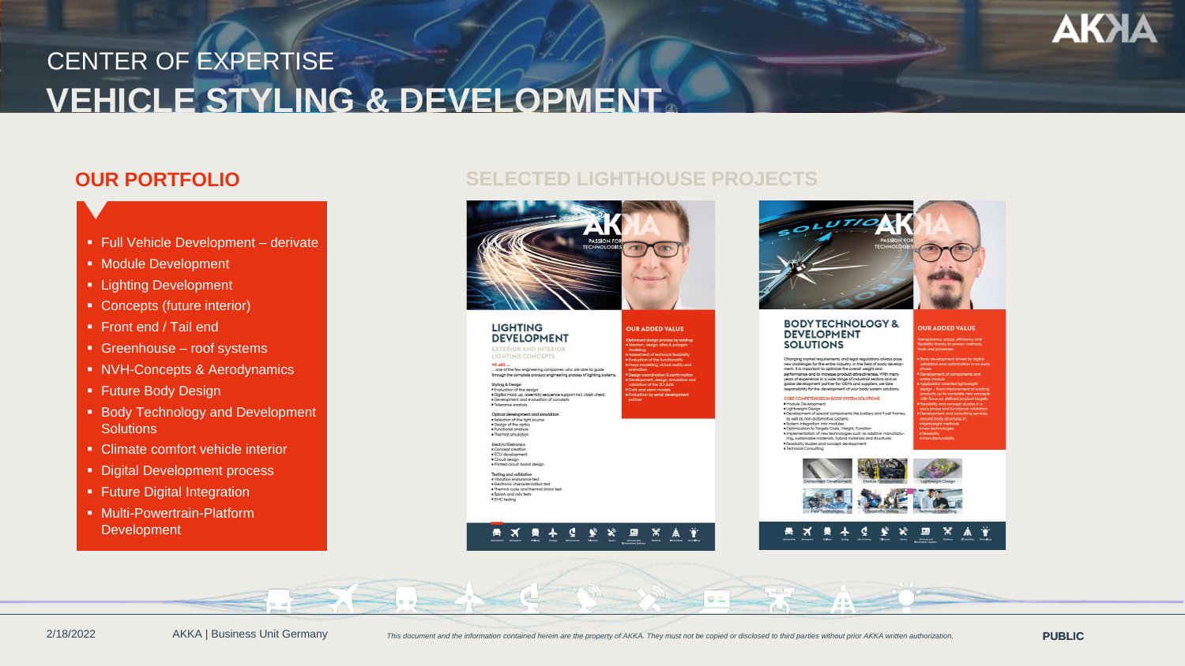# CENTER OF EXPERTISE
# VEHICLE STYLING & DEVELOPMENT

## OUR PORTFOLIO

- Full Vehicle Development – derivate
- Module Development
- Lighting Development
- Concepts (future interior)
- Front end / Tail end
- Greenhouse – roof systems
- NVH-Concepts & Aerodynamics
- Future Body Design
- Body Technology and Development Solutions
- Climate comfort vehicle interior
- Digital Development process
- Future Digital Integration
- Multi-Powertrain-Platform Development

## SELECTED LIGHTHOUSE PROJECTS

### LIGHTING DEVELOPMENT

EXTERIOR AND INTERIOR LIGHTING CONCEPTS

### BODY TECHNOLOGY & DEVELOPMENT SOLUTIONS

2/18/2022 AKKA | Business Unit Germany

*This document and the information contained herein are the property of AKKA. They must not be copied or disclosed to third parties without prior AKKA written authorization.*

PUBLIC